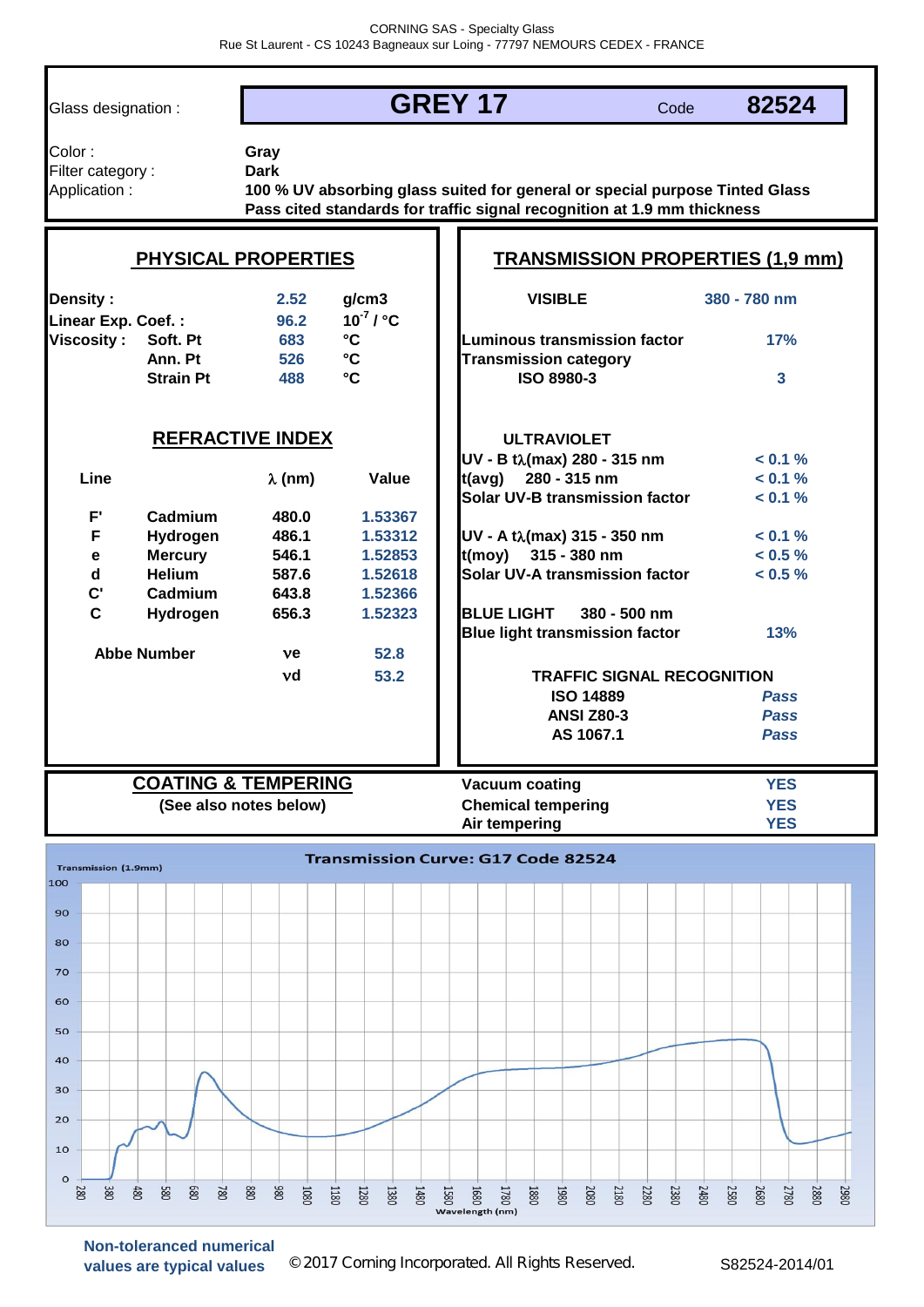CORNING SAS - Specialty Glass
Rue St Laurent - CS 10243 Bagneaux sur Loing - 77797 NEMOURS CEDEX - FRANCE

| Glass designation : | **GREY 17** | Code | **82524** |
|---|---|---|---|

Color : **Gray**
Filter category : **Dark**
Application : **100 % UV absorbing glass suited for general or special purpose Tinted Glass**
**Pass cited standards for traffic signal recognition at 1.9 mm thickness**

## PHYSICAL PROPERTIES

| | | | |
|---|---|---|---|
| **Density :** | | 2.52 | g/cm3 |
| **Linear Exp. Coef. :** | | 96.2 | $10^{-7}$ / °C |
| **Viscosity :** | **Soft. Pt** | 683 | °C |
| | **Ann. Pt** | 526 | °C |
| | **Strain Pt** | 488 | °C |

## REFRACTIVE INDEX

| Line | | λ (nm) | Value |
|---|---|---|---|
| F' | Cadmium | 480.0 | 1.53367 |
| F | Hydrogen | 486.1 | 1.53312 |
| e | Mercury | 546.1 | 1.52853 |
| d | Helium | 587.6 | 1.52618 |
| C' | Cadmium | 643.8 | 1.52366 |
| C | Hydrogen | 656.3 | 1.52323 |
| **Abbe Number** | | νe | 52.8 |
| | | νd | 53.2 |

## TRANSMISSION PROPERTIES (1,9 mm)

| **VISIBLE** | **380 - 780 nm** |
|---|---|
| Luminous transmission factor | 17% |
| Transmission category ISO 8980-3 | 3 |
| **ULTRAVIOLET** | |
| UV - B tλ(max) 280 - 315 nm | < 0.1 % |
| t(avg) 280 - 315 nm | < 0.1 % |
| Solar UV-B transmission factor | < 0.1 % |
| UV - A tλ(max) 315 - 350 nm | < 0.1 % |
| t(moy) 315 - 380 nm | < 0.5 % |
| Solar UV-A transmission factor | < 0.5 % |
| **BLUE LIGHT 380 - 500 nm** | |
| Blue light transmission factor | 13% |
| **TRAFFIC SIGNAL RECOGNITION** | |
| ISO 14889 | *Pass* |
| ANSI Z80-3 | *Pass* |
| AS 1067.1 | *Pass* |

## COATING & TEMPERING

(See also notes below)

| | |
|---|---|
| Vacuum coating | YES |
| Chemical tempering | YES |
| Air tempering | YES |

**Transmission Curve: G17 Code 82524**

Transmission (1.9mm) vs Wavelength (nm), 280 – 2980 nm

**Non-toleranced numerical values are typical values**

© 2017 Corning Incorporated. All Rights Reserved.

S82524-2014/01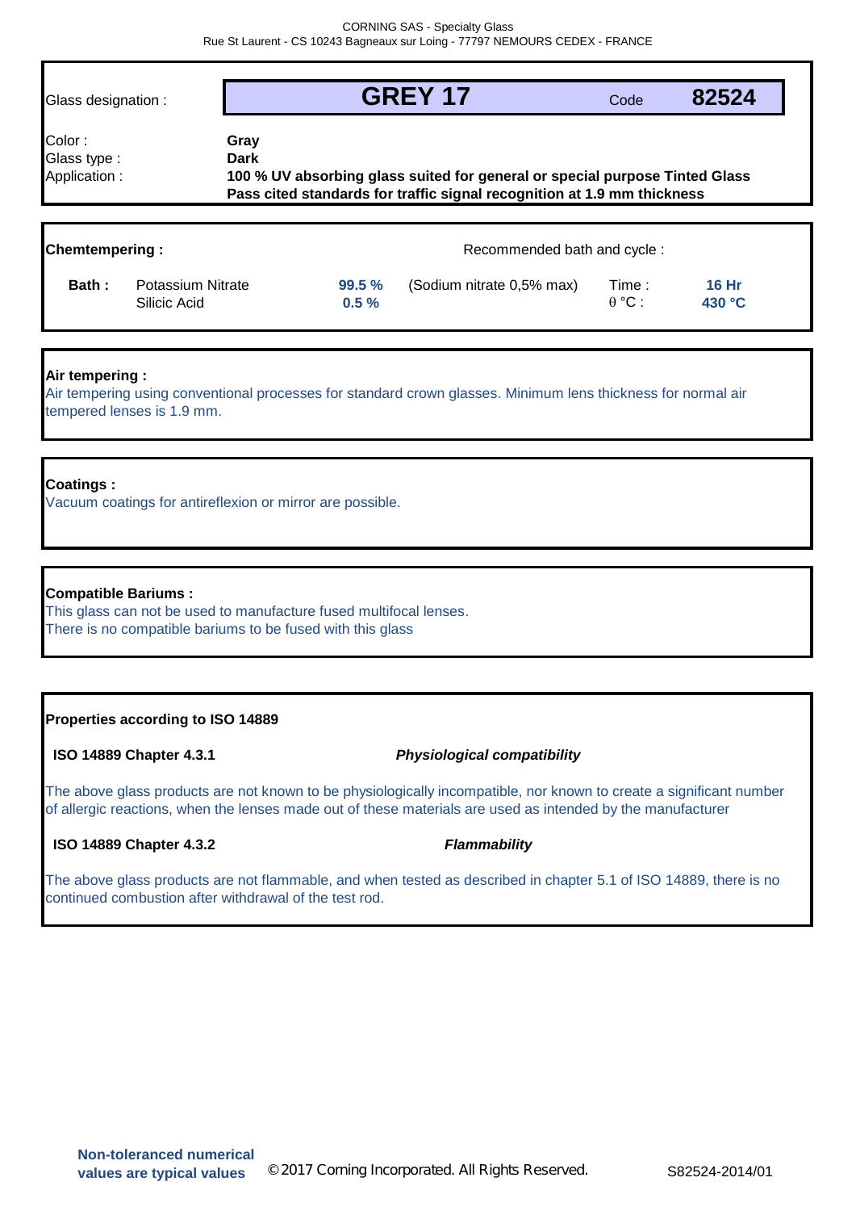CORNING SAS - Specialty Glass
Rue St Laurent - CS 10243 Bagneaux sur Loing - 77797 NEMOURS CEDEX - FRANCE

| | | | |
|---|---|---|---|
| Glass designation : | **GREY 17** | Code | **82524** |

Color : **Gray**
Glass type : **Dark**
Application : **100 % UV absorbing glass suited for general or special purpose Tinted Glass**
**Pass cited standards for traffic signal recognition at 1.9 mm thickness**

## Chemtempering :

Recommended bath and cycle :

| | | | | | |
|---|---|---|---|---|---|
| **Bath :** | Potassium Nitrate | **99.5 %** | (Sodium nitrate 0,5% max) | Time : | **16 Hr** |
| | Silicic Acid | **0.5 %** | | θ °C : | **430 °C** |

## Air tempering :

Air tempering using conventional processes for standard crown glasses. Minimum lens thickness for normal air tempered lenses is 1.9 mm.

## Coatings :

Vacuum coatings for antireflexion or mirror are possible.

## Compatible Bariums :

This glass can not be used to manufacture fused multifocal lenses.
There is no compatible bariums to be fused with this glass

## Properties according to ISO 14889

**ISO 14889 Chapter 4.3.1** ***Physiological compatibility***

The above glass products are not known to be physiologically incompatible, nor known to create a significant number of allergic reactions, when the lenses made out of these materials are used as intended by the manufacturer

**ISO 14889 Chapter 4.3.2** ***Flammability***

The above glass products are not flammable, and when tested as described in chapter 5.1 of ISO 14889, there is no continued combustion after withdrawal of the test rod.

**Non-toleranced numerical values are typical values**

© 2017 Corning Incorporated. All Rights Reserved.

S82524-2014/01